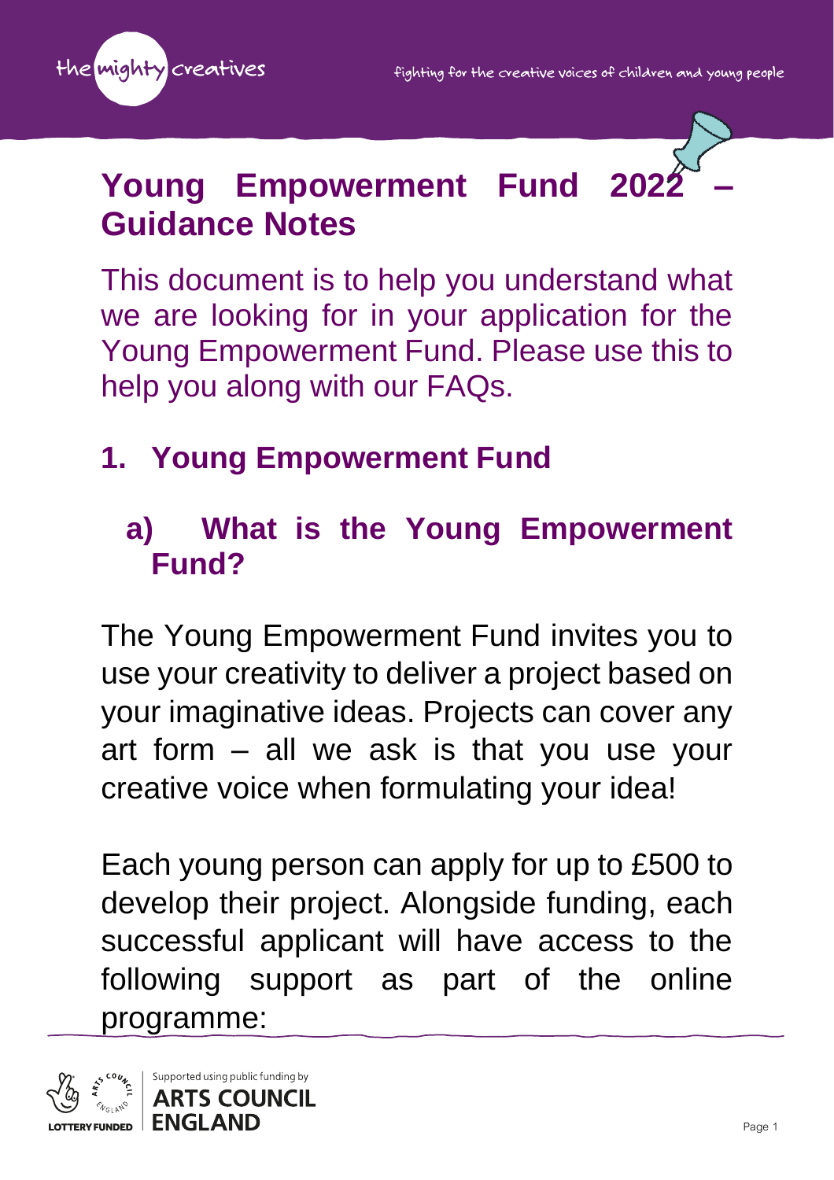# Young Empowerment Fund 2022 – Guidance Notes

This document is to help you understand what we are looking for in your application for the Young Empowerment Fund. Please use this to help you along with our FAQs.

## 1. Young Empowerment Fund

### a) What is the Young Empowerment Fund?

The Young Empowerment Fund invites you to use your creativity to deliver a project based on your imaginative ideas. Projects can cover any art form – all we ask is that you use your creative voice when formulating your idea!

Each young person can apply for up to £500 to develop their project. Alongside funding, each successful applicant will have access to the following support as part of the online programme: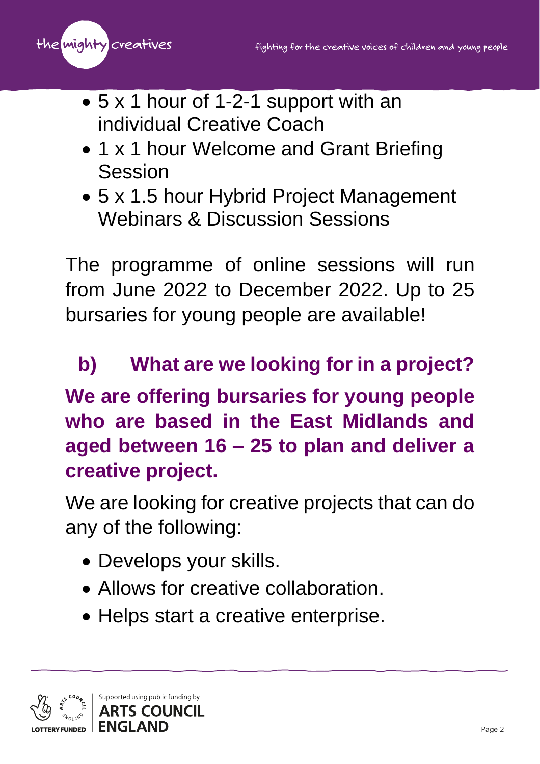- 5 x 1 hour of 1-2-1 support with an individual Creative Coach
- 1 x 1 hour Welcome and Grant Briefing Session
- 5 x 1.5 hour Hybrid Project Management Webinars & Discussion Sessions

The programme of online sessions will run from June 2022 to December 2022. Up to 25 bursaries for young people are available!

## b) What are we looking for in a project?

**We are offering bursaries for young people who are based in the East Midlands and aged between 16 – 25 to plan and deliver a creative project.**

We are looking for creative projects that can do any of the following:

- Develops your skills.
- Allows for creative collaboration.
- Helps start a creative enterprise.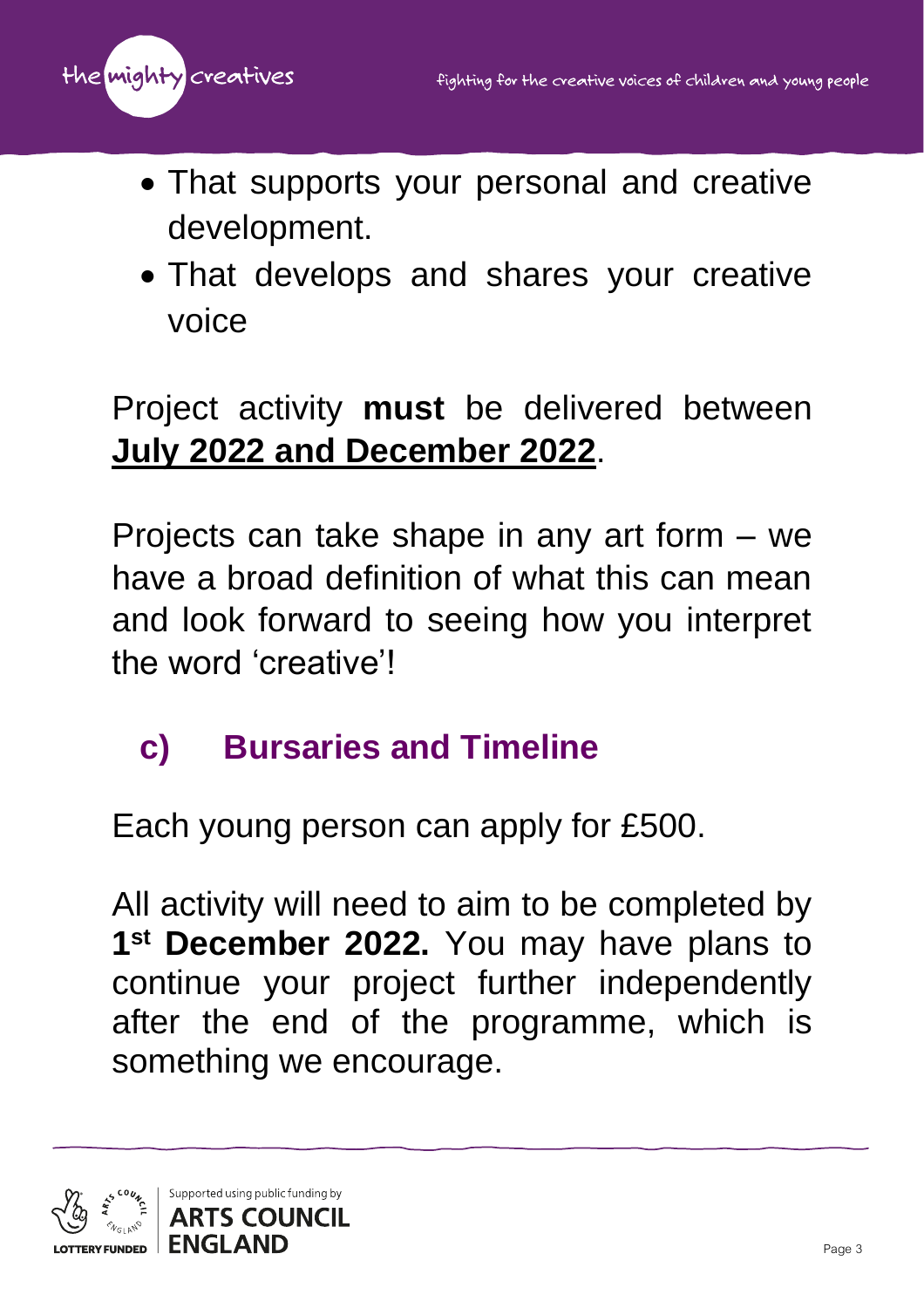- That supports your personal and creative development.
- That develops and shares your creative voice

Project activity **must** be delivered between **July 2022 and December 2022**.

Projects can take shape in any art form – we have a broad definition of what this can mean and look forward to seeing how you interpret the word 'creative'!

## c) Bursaries and Timeline

Each young person can apply for £500.

All activity will need to aim to be completed by **1st December 2022.** You may have plans to continue your project further independently after the end of the programme, which is something we encourage.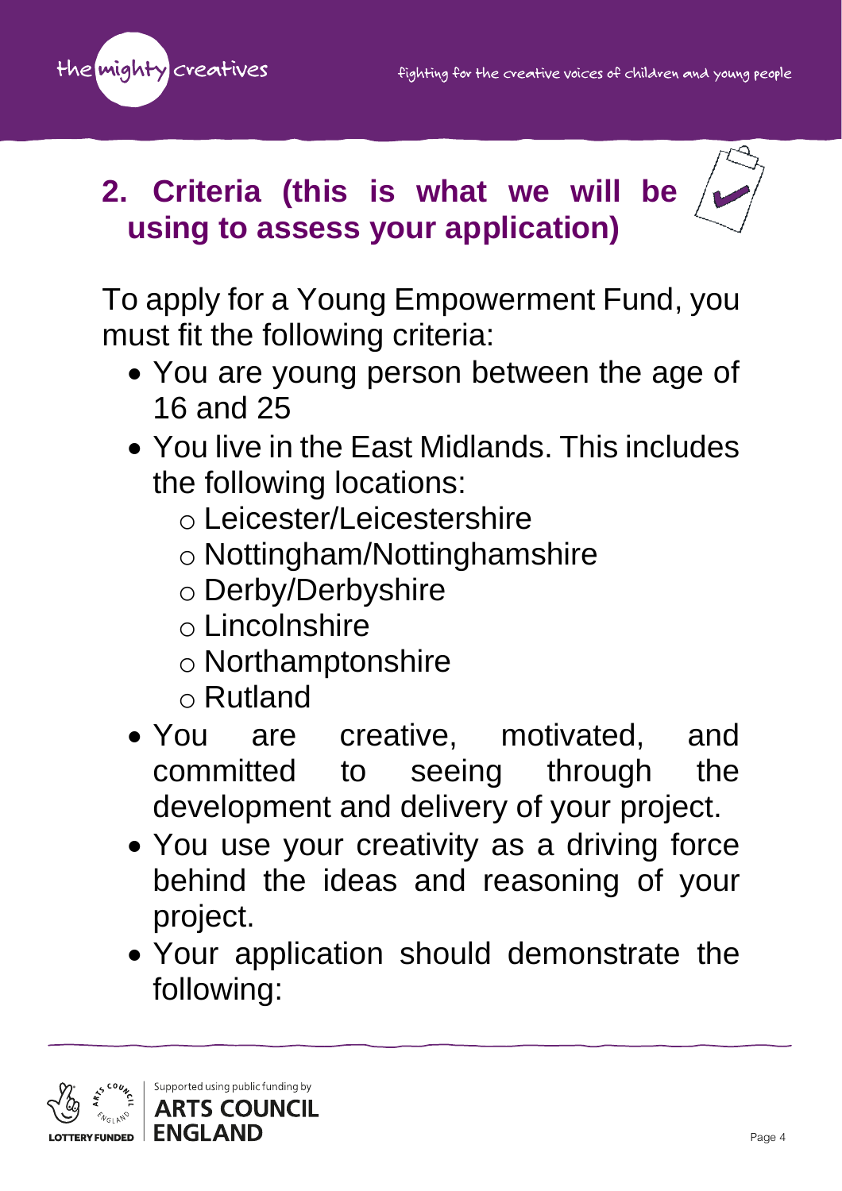## 2. Criteria (this is what we will be using to assess your application)

To apply for a Young Empowerment Fund, you must fit the following criteria:

- You are young person between the age of 16 and 25
- You live in the East Midlands. This includes the following locations:
  - Leicester/Leicestershire
  - Nottingham/Nottinghamshire
  - Derby/Derbyshire
  - Lincolnshire
  - Northamptonshire
  - Rutland
- You are creative, motivated, and committed to seeing through the development and delivery of your project.
- You use your creativity as a driving force behind the ideas and reasoning of your project.
- Your application should demonstrate the following: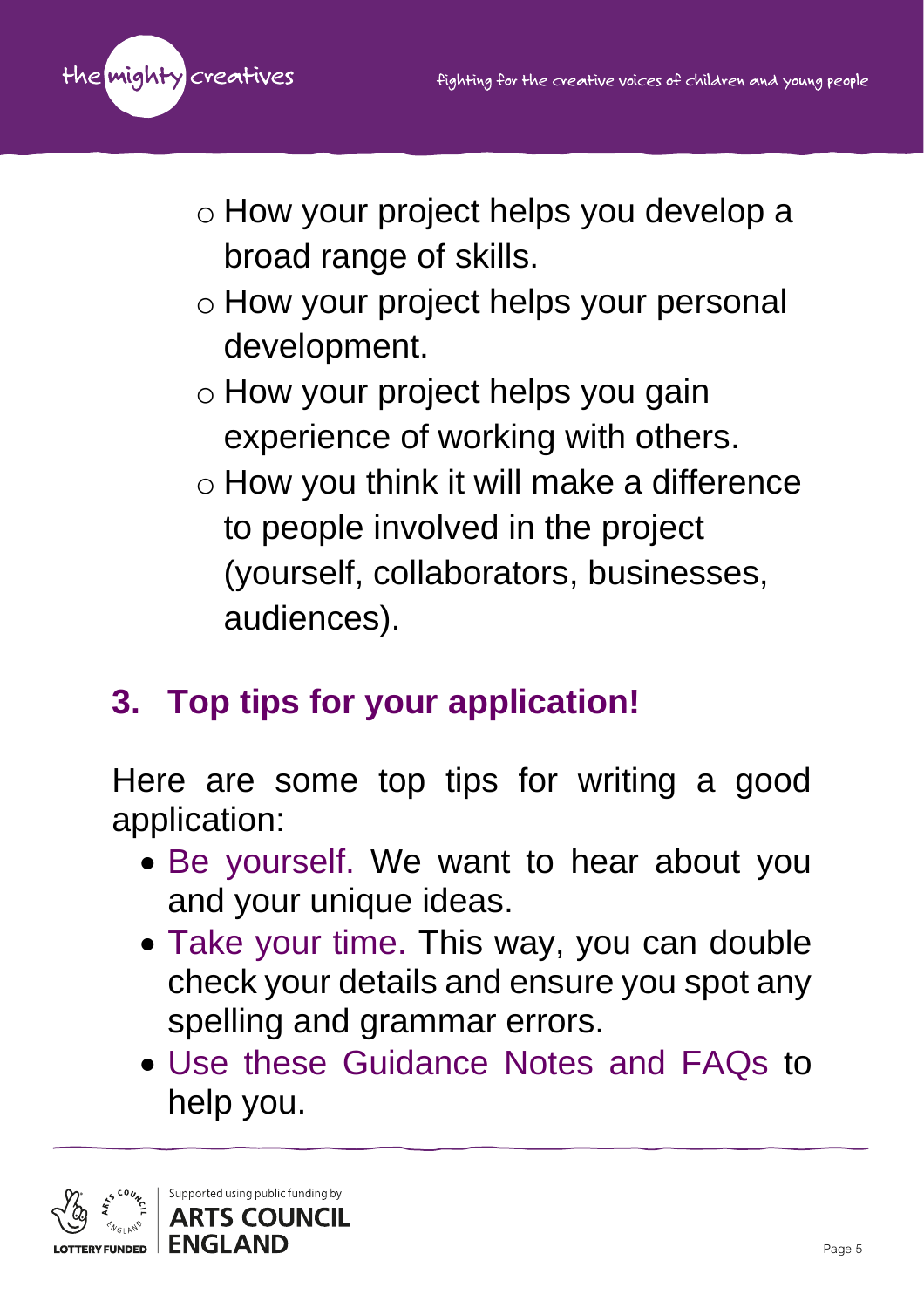- How your project helps you develop a broad range of skills.
  - How your project helps your personal development.
  - How your project helps you gain experience of working with others.
  - How you think it will make a difference to people involved in the project (yourself, collaborators, businesses, audiences).

## 3. Top tips for your application!

Here are some top tips for writing a good application:

- Be yourself. We want to hear about you and your unique ideas.
- Take your time. This way, you can double check your details and ensure you spot any spelling and grammar errors.
- Use these Guidance Notes and FAQs to help you.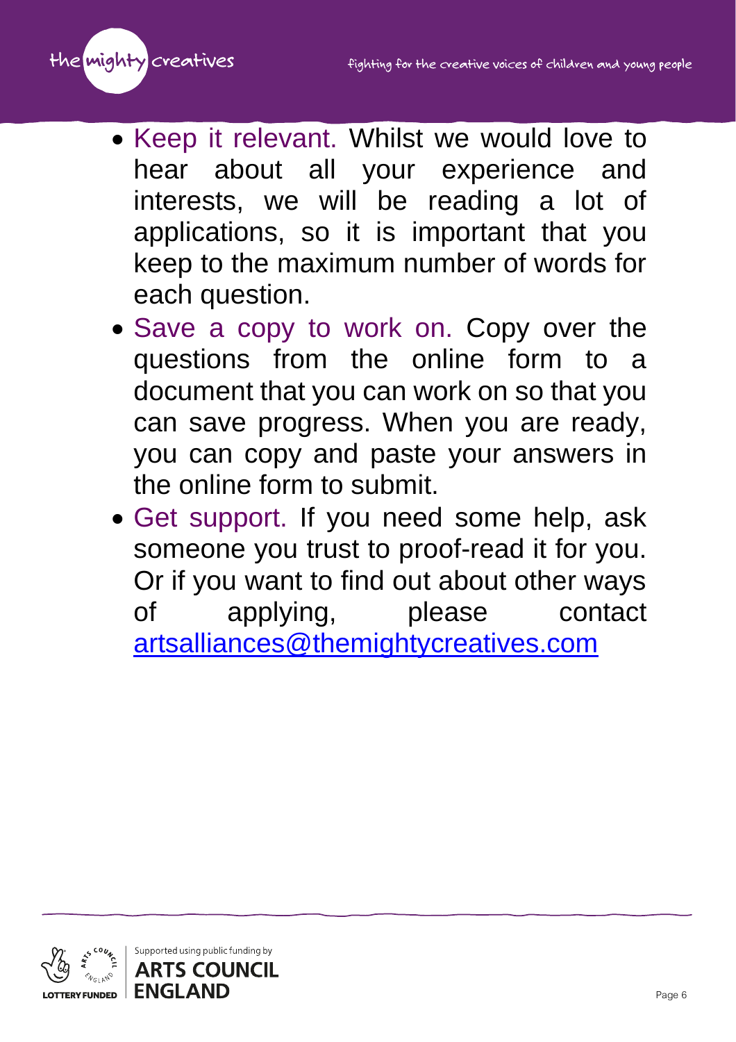- Keep it relevant. Whilst we would love to hear about all your experience and interests, we will be reading a lot of applications, so it is important that you keep to the maximum number of words for each question.
- Save a copy to work on. Copy over the questions from the online form to a document that you can work on so that you can save progress. When you are ready, you can copy and paste your answers in the online form to submit.
- Get support. If you need some help, ask someone you trust to proof-read it for you. Or if you want to find out about other ways of applying, please contact [artsalliances@themightycreatives.com](mailto:artsalliances@themightycreatives.com)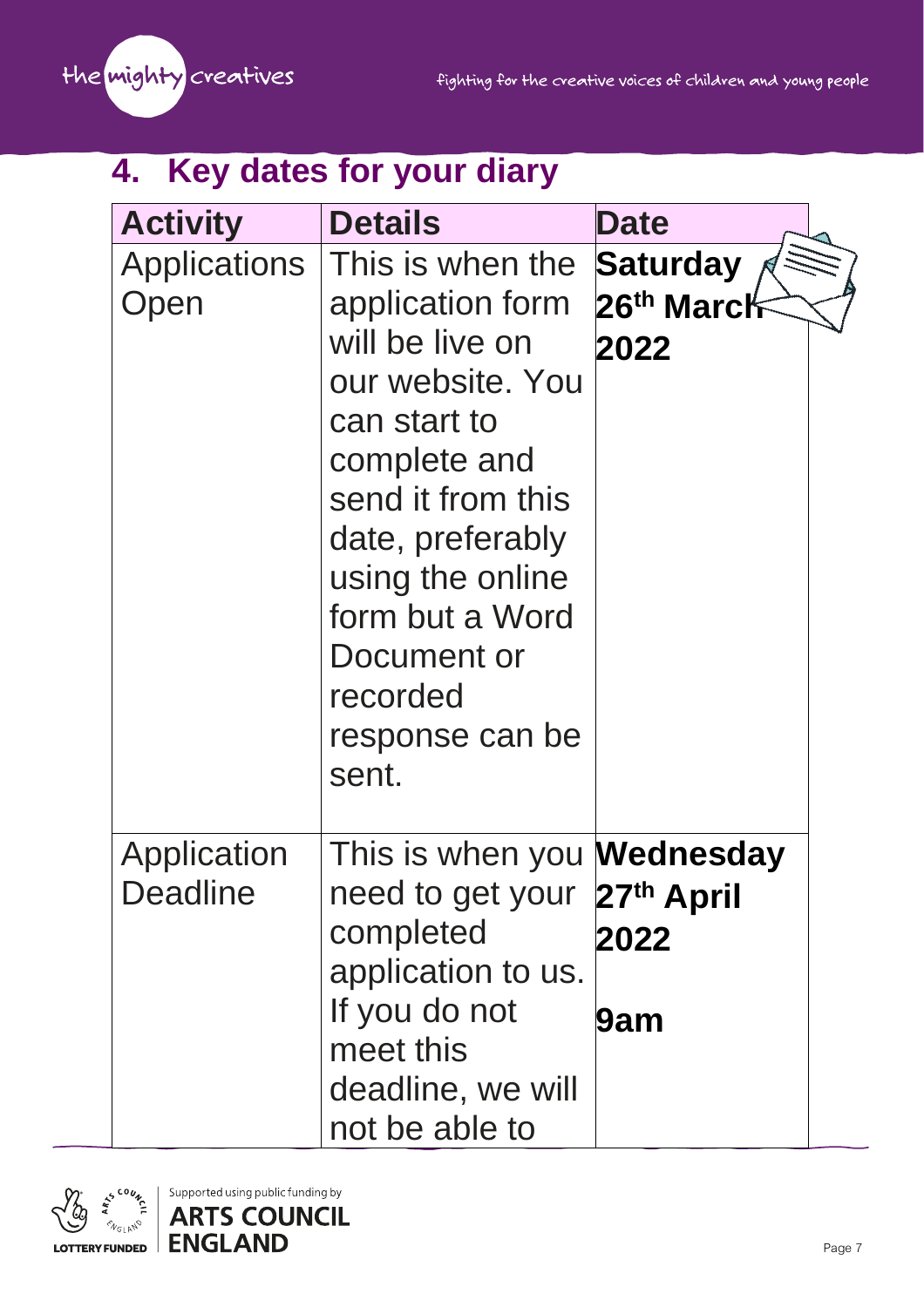## 4. Key dates for your diary

| Activity | Details | Date |
|---|---|---|
| Applications Open | This is when the application form will be live on our website. You can start to complete and send it from this date, preferably using the online form but a Word Document or recorded response can be sent. | **Saturday 26th March 2022** |
| Application Deadline | This is when you need to get your completed application to us. If you do not meet this deadline, we will not be able to | **Wednesday 27th April 2022**<br><br>**9am** |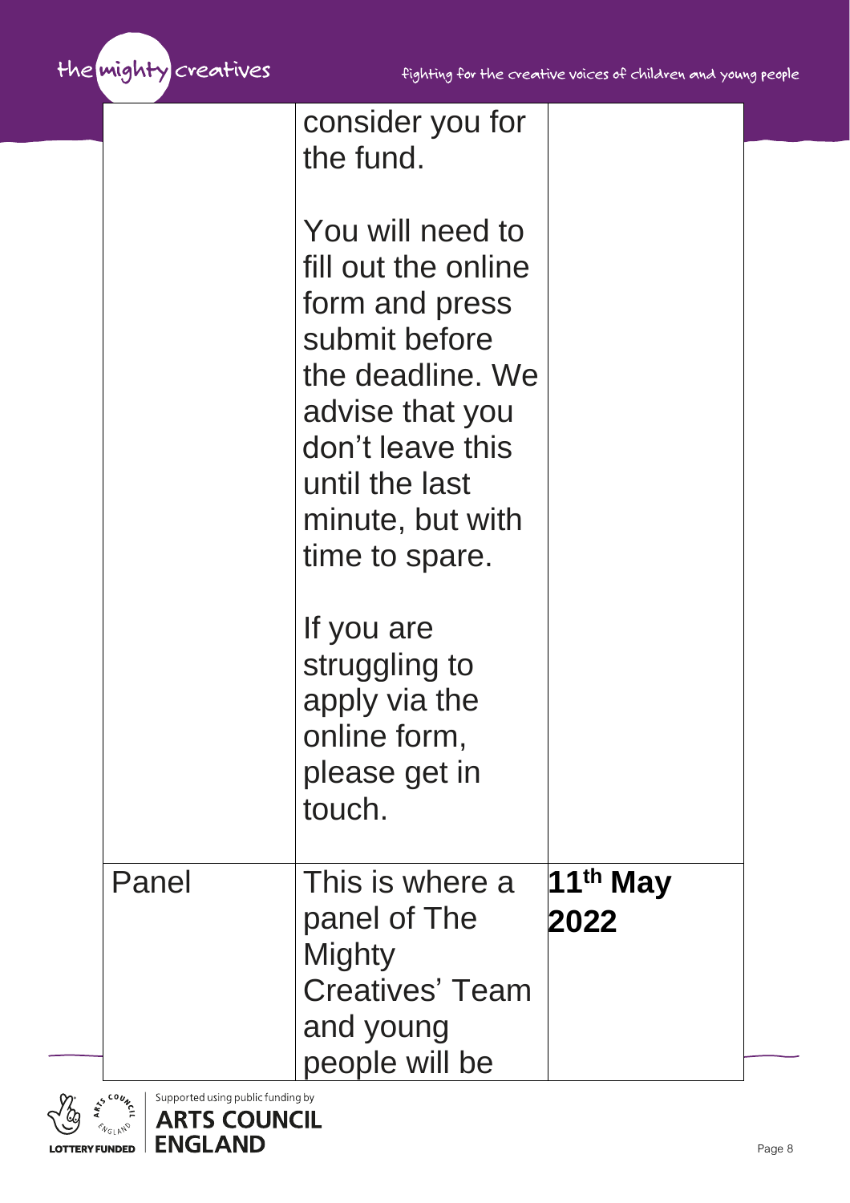| | | |
|---|---|---|
| | consider you for the fund.<br><br>You will need to fill out the online form and press submit before the deadline. We advise that you don't leave this until the last minute, but with time to spare.<br><br>If you are struggling to apply via the online form, please get in touch. | |
| Panel | This is where a panel of The Mighty Creatives' Team and young people will be | **11th May 2022** |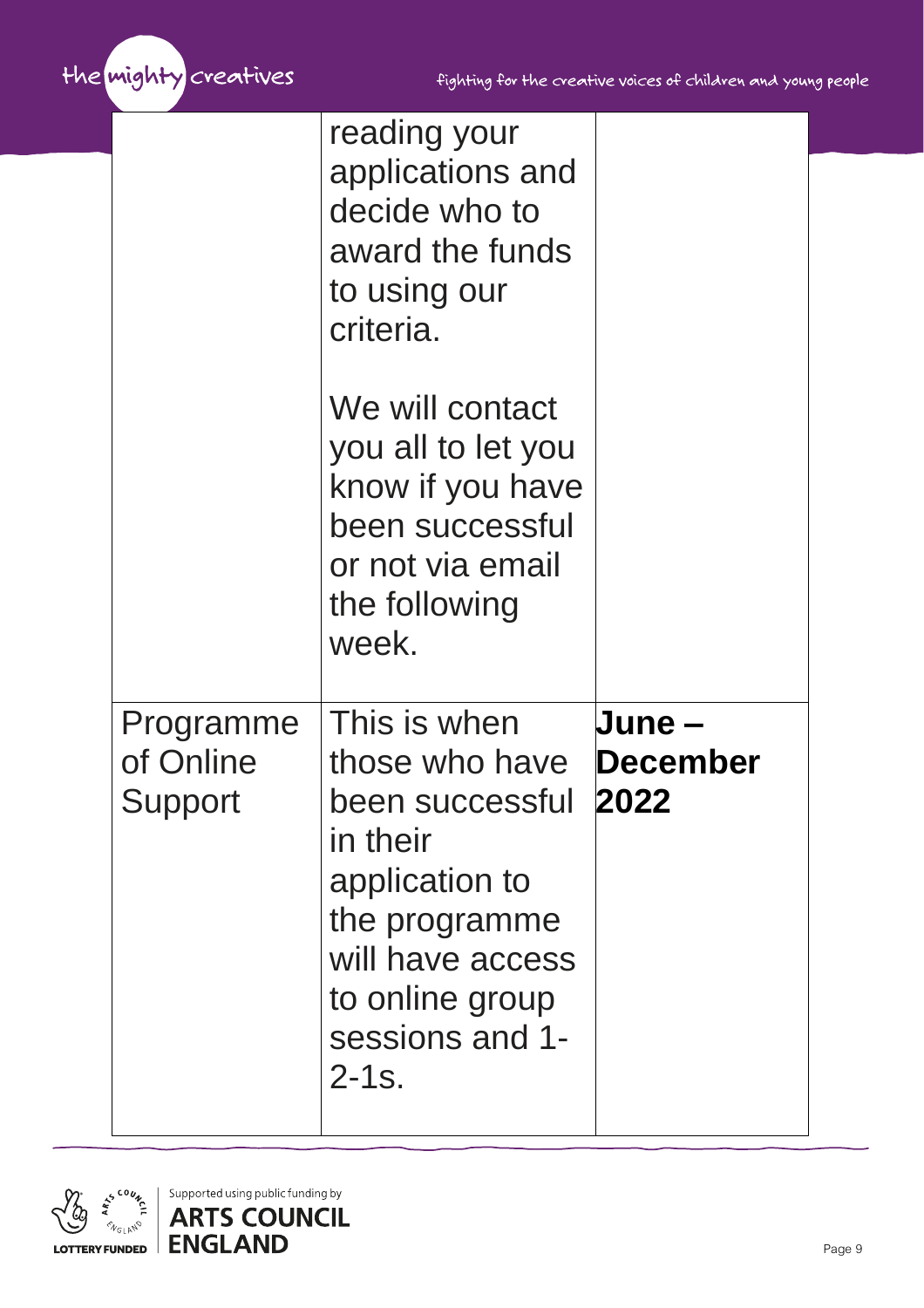| | | |
|---|---|---|
| | reading your applications and decide who to award the funds to using our criteria.<br><br>We will contact you all to let you know if you have been successful or not via email the following week. | |
| Programme of Online Support | This is when those who have been successful in their application to the programme will have access to online group sessions and 1-2-1s. | **June – December 2022** |

Supported using public funding by **ARTS COUNCIL ENGLAND**

LOTTERY FUNDED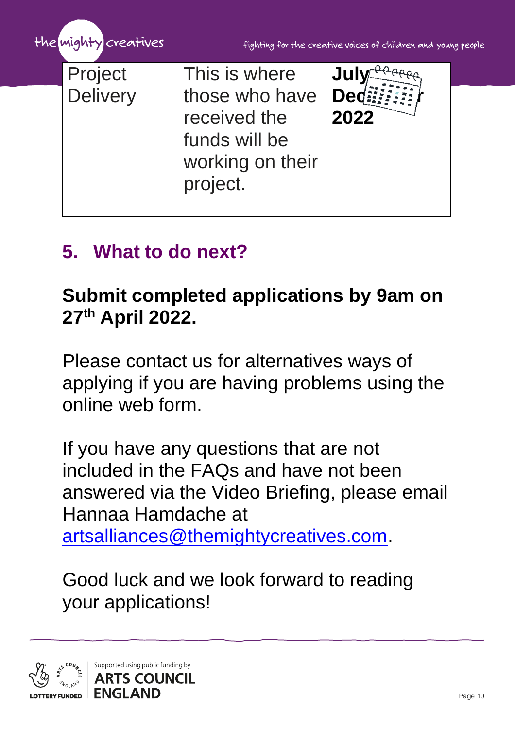| | | |
|---|---|---|
| Project Delivery | This is where those who have received the funds will be working on their project. | **July – December 2022** |

## 5. What to do next?

**Submit completed applications by 9am on 27th April 2022.**

Please contact us for alternatives ways of applying if you are having problems using the online web form.

If you have any questions that are not included in the FAQs and have not been answered via the Video Briefing, please email Hannaa Hamdache at artsalliances@themightycreatives.com.

Good luck and we look forward to reading your applications!